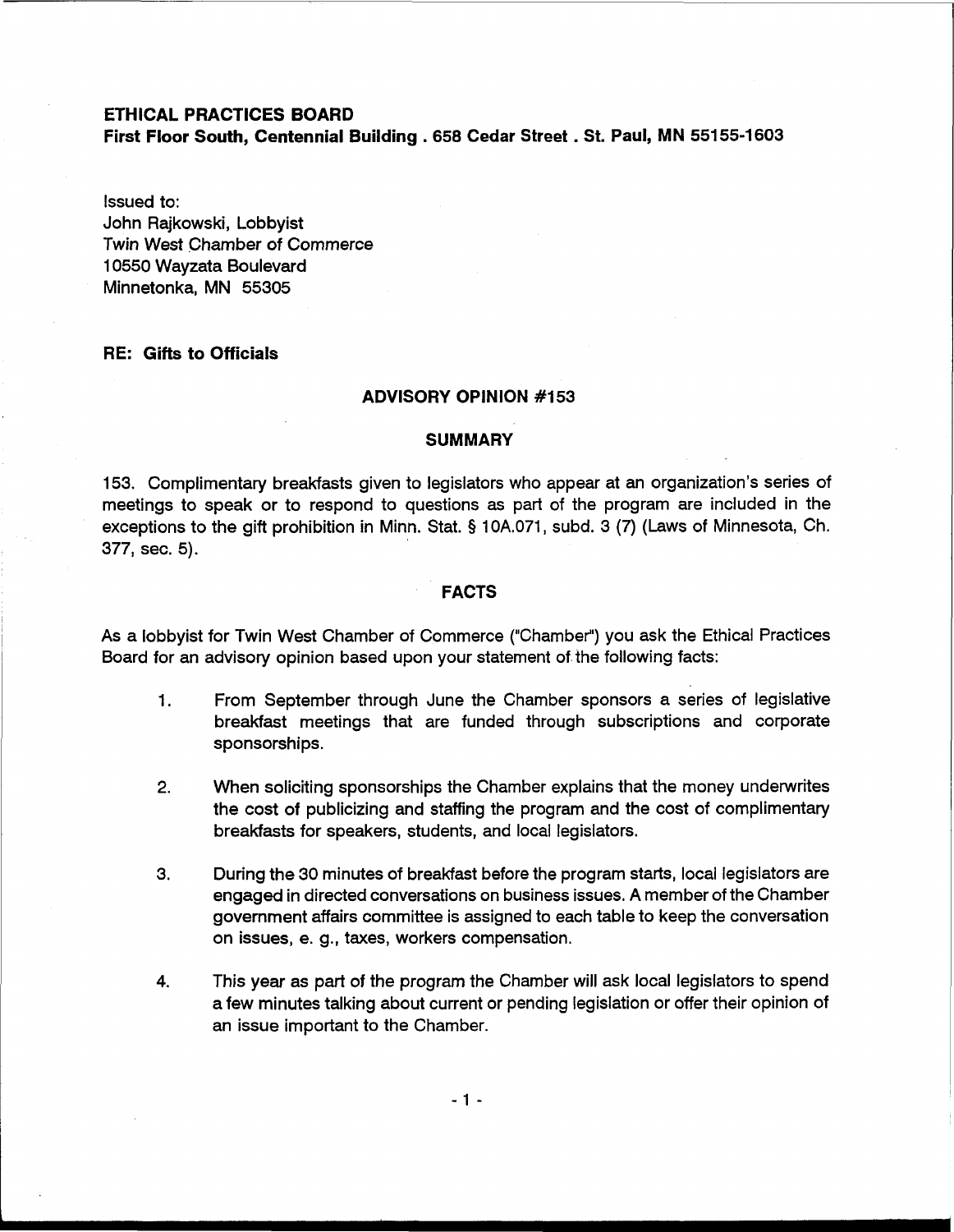**ETHICAL PRACTICES BOARD**
**First Floor South, Centennial Building . 658 Cedar Street . St. Paul, MN 55155-1603**

Issued to:
John Rajkowski, Lobbyist
Twin West Chamber of Commerce
10550 Wayzata Boulevard
Minnetonka, MN 55305

**RE: Gifts to Officials**

## ADVISORY OPINION #153

### SUMMARY

153. Complimentary breakfasts given to legislators who appear at an organization's series of meetings to speak or to respond to questions as part of the program are included in the exceptions to the gift prohibition in Minn. Stat. § 10A.071, subd. 3 (7) (Laws of Minnesota, Ch. 377, sec. 5).

### FACTS

As a lobbyist for Twin West Chamber of Commerce ("Chamber") you ask the Ethical Practices Board for an advisory opinion based upon your statement of the following facts:

1. From September through June the Chamber sponsors a series of legislative breakfast meetings that are funded through subscriptions and corporate sponsorships.

2. When soliciting sponsorships the Chamber explains that the money underwrites the cost of publicizing and staffing the program and the cost of complimentary breakfasts for speakers, students, and local legislators.

3. During the 30 minutes of breakfast before the program starts, local legislators are engaged in directed conversations on business issues. A member of the Chamber government affairs committee is assigned to each table to keep the conversation on issues, e. g., taxes, workers compensation.

4. This year as part of the program the Chamber will ask local legislators to spend a few minutes talking about current or pending legislation or offer their opinion of an issue important to the Chamber.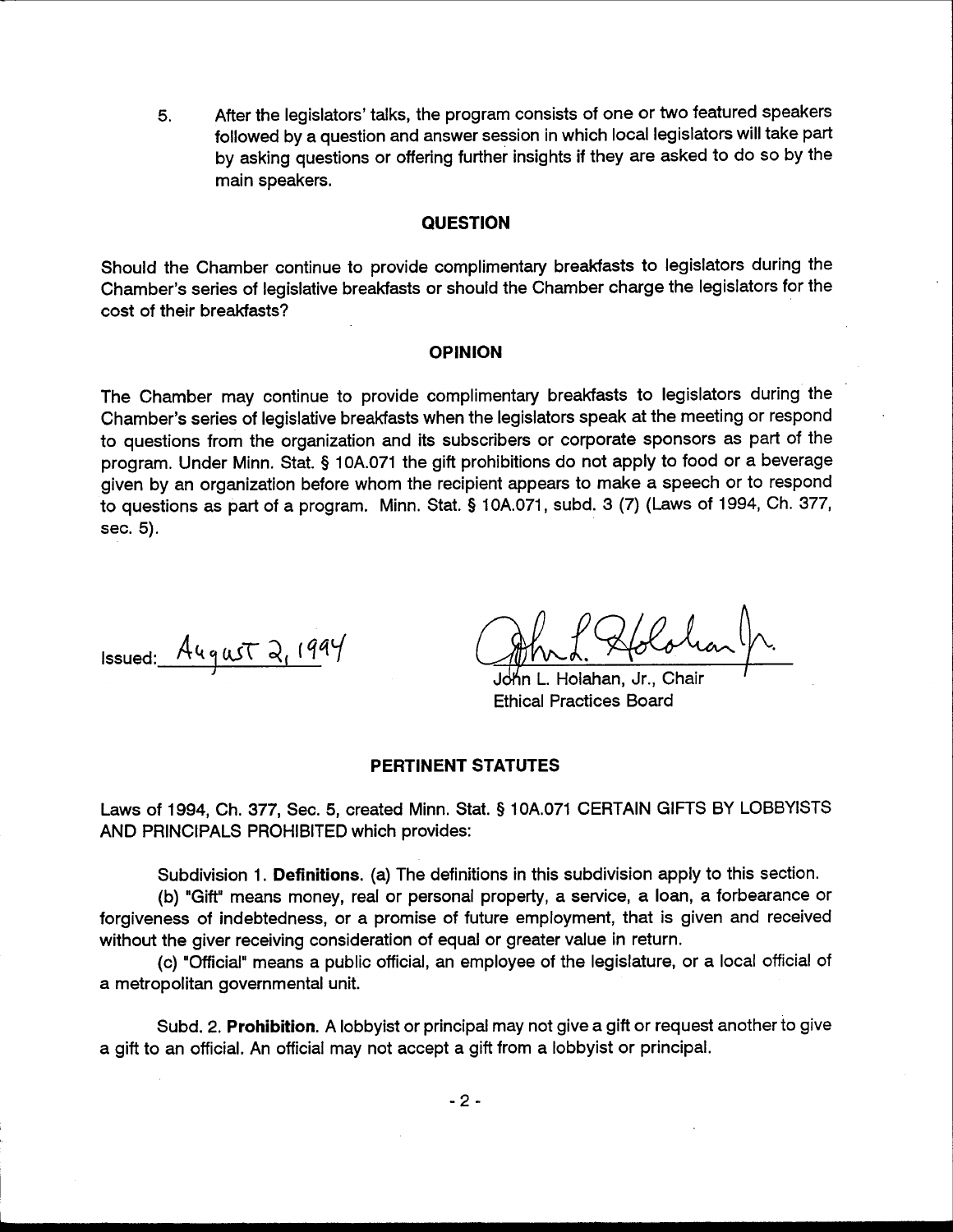5. After the legislators' talks, the program consists of one or two featured speakers followed by a question and answer session in which local legislators will take part by asking questions or offering further insights if they are asked to do so by the main speakers.

## QUESTION

Should the Chamber continue to provide complimentary breakfasts to legislators during the Chamber's series of legislative breakfasts or should the Chamber charge the legislators for the cost of their breakfasts?

## OPINION

The Chamber may continue to provide complimentary breakfasts to legislators during the Chamber's series of legislative breakfasts when the legislators speak at the meeting or respond to questions from the organization and its subscribers or corporate sponsors as part of the program. Under Minn. Stat. § 10A.071 the gift prohibitions do not apply to food or a beverage given by an organization before whom the recipient appears to make a speech or to respond to questions as part of a program. Minn. Stat. § 10A.071, subd. 3 (7) (Laws of 1994, Ch. 377, sec. 5).

Issued: August 2, 1994

John L. Holahan, Jr., Chair
Ethical Practices Board

## PERTINENT STATUTES

Laws of 1994, Ch. 377, Sec. 5, created Minn. Stat. § 10A.071 CERTAIN GIFTS BY LOBBYISTS AND PRINCIPALS PROHIBITED which provides:

Subdivision 1. **Definitions.** (a) The definitions in this subdivision apply to this section.

(b) "Gift" means money, real or personal property, a service, a loan, a forbearance or forgiveness of indebtedness, or a promise of future employment, that is given and received without the giver receiving consideration of equal or greater value in return.

(c) "Official" means a public official, an employee of the legislature, or a local official of a metropolitan governmental unit.

Subd. 2. **Prohibition.** A lobbyist or principal may not give a gift or request another to give a gift to an official. An official may not accept a gift from a lobbyist or principal.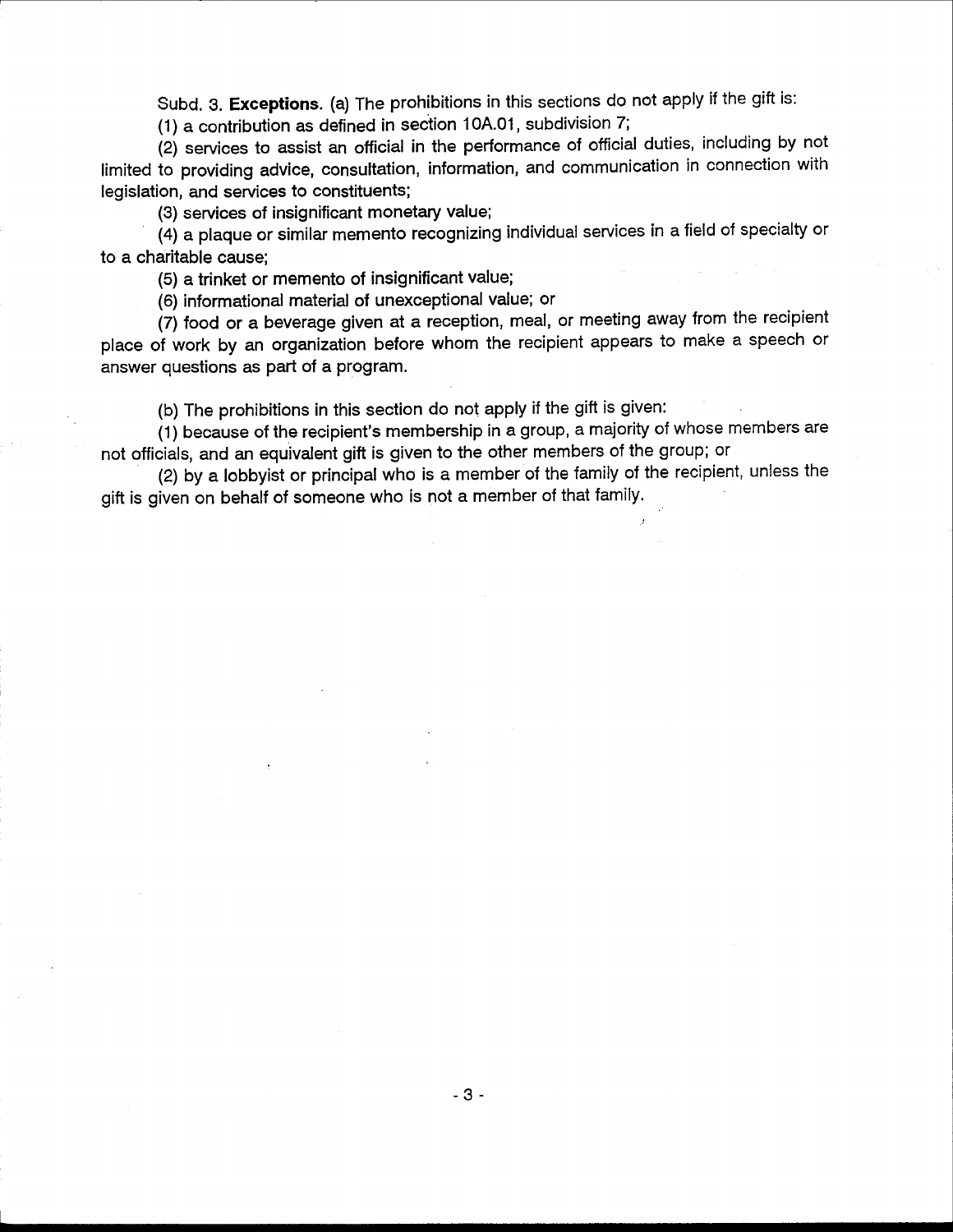Subd. 3. **Exceptions.** (a) The prohibitions in this sections do not apply if the gift is:

(1) a contribution as defined in section 10A.01, subdivision 7;

(2) services to assist an official in the performance of official duties, including by not limited to providing advice, consultation, information, and communication in connection with legislation, and services to constituents;

(3) services of insignificant monetary value;

(4) a plaque or similar memento recognizing individual services in a field of specialty or to a charitable cause;

(5) a trinket or memento of insignificant value;

(6) informational material of unexceptional value; or

(7) food or a beverage given at a reception, meal, or meeting away from the recipient place of work by an organization before whom the recipient appears to make a speech or answer questions as part of a program.

(b) The prohibitions in this section do not apply if the gift is given:

(1) because of the recipient's membership in a group, a majority of whose members are not officials, and an equivalent gift is given to the other members of the group; or

(2) by a lobbyist or principal who is a member of the family of the recipient, unless the gift is given on behalf of someone who is not a member of that family.